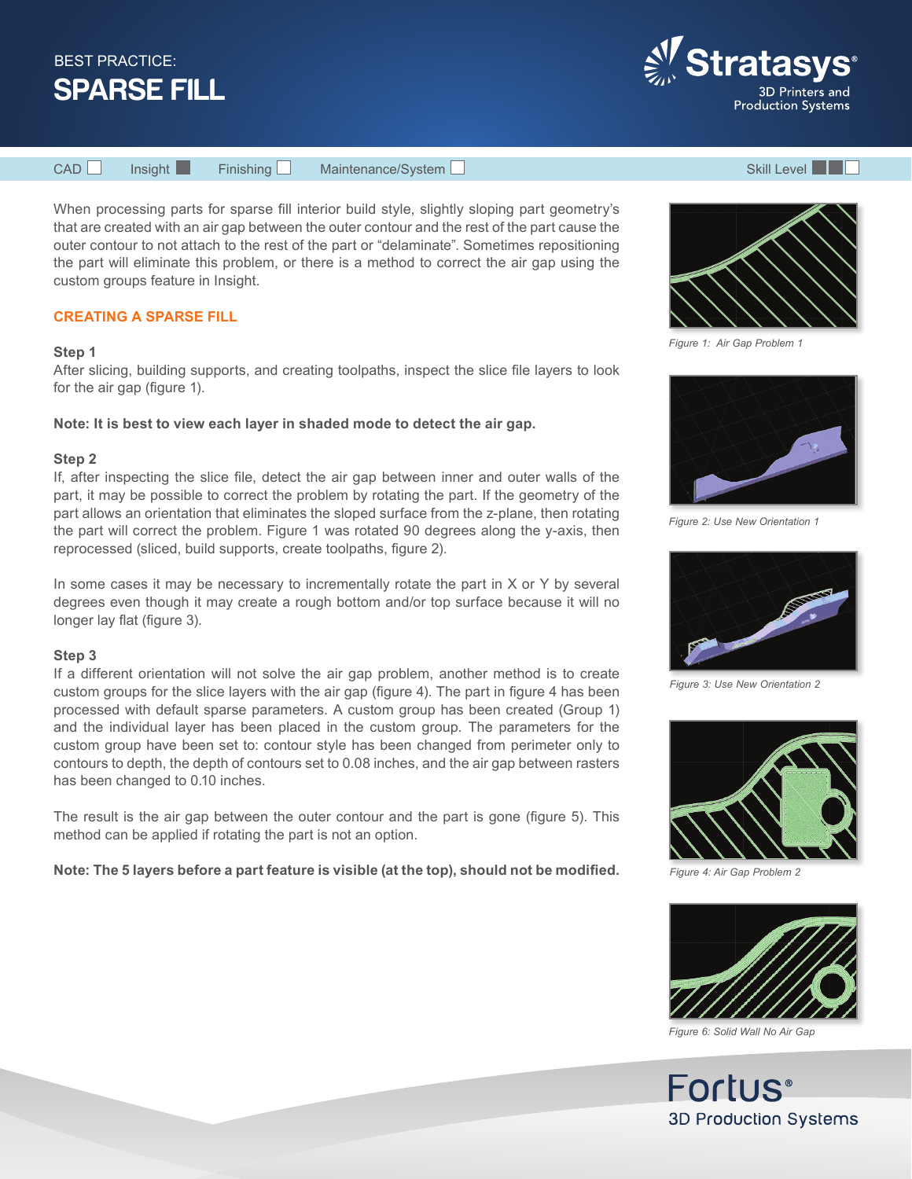BEST PRACTICE:

# SPARSE FILL

CAD ☐ Insight ■ Finishing ☐ Maintenance/System ☐ Skill Level ■■☐

When processing parts for sparse fill interior build style, slightly sloping part geometry's that are created with an air gap between the outer contour and the rest of the part cause the outer contour to not attach to the rest of the part or "delaminate". Sometimes repositioning the part will eliminate this problem, or there is a method to correct the air gap using the custom groups feature in Insight.

## CREATING A SPARSE FILL

### Step 1

After slicing, building supports, and creating toolpaths, inspect the slice file layers to look for the air gap (figure 1).

**Note: It is best to view each layer in shaded mode to detect the air gap.**

### Step 2

If, after inspecting the slice file, detect the air gap between inner and outer walls of the part, it may be possible to correct the problem by rotating the part. If the geometry of the part allows an orientation that eliminates the sloped surface from the z-plane, then rotating the part will correct the problem. Figure 1 was rotated 90 degrees along the y-axis, then reprocessed (sliced, build supports, create toolpaths, figure 2).

In some cases it may be necessary to incrementally rotate the part in X or Y by several degrees even though it may create a rough bottom and/or top surface because it will no longer lay flat (figure 3).

### Step 3

If a different orientation will not solve the air gap problem, another method is to create custom groups for the slice layers with the air gap (figure 4). The part in figure 4 has been processed with default sparse parameters. A custom group has been created (Group 1) and the individual layer has been placed in the custom group. The parameters for the custom group have been set to: contour style has been changed from perimeter only to contours to depth, the depth of contours set to 0.08 inches, and the air gap between rasters has been changed to 0.10 inches.

The result is the air gap between the outer contour and the part is gone (figure 5). This method can be applied if rotating the part is not an option.

**Note: The 5 layers before a part feature is visible (at the top), should not be modified.**

*Figure 1: Air Gap Problem 1*

*Figure 2: Use New Orientation 1*

*Figure 3: Use New Orientation 2*

*Figure 4: Air Gap Problem 2*

*Figure 6: Solid Wall No Air Gap*

Fortus® 3D Production Systems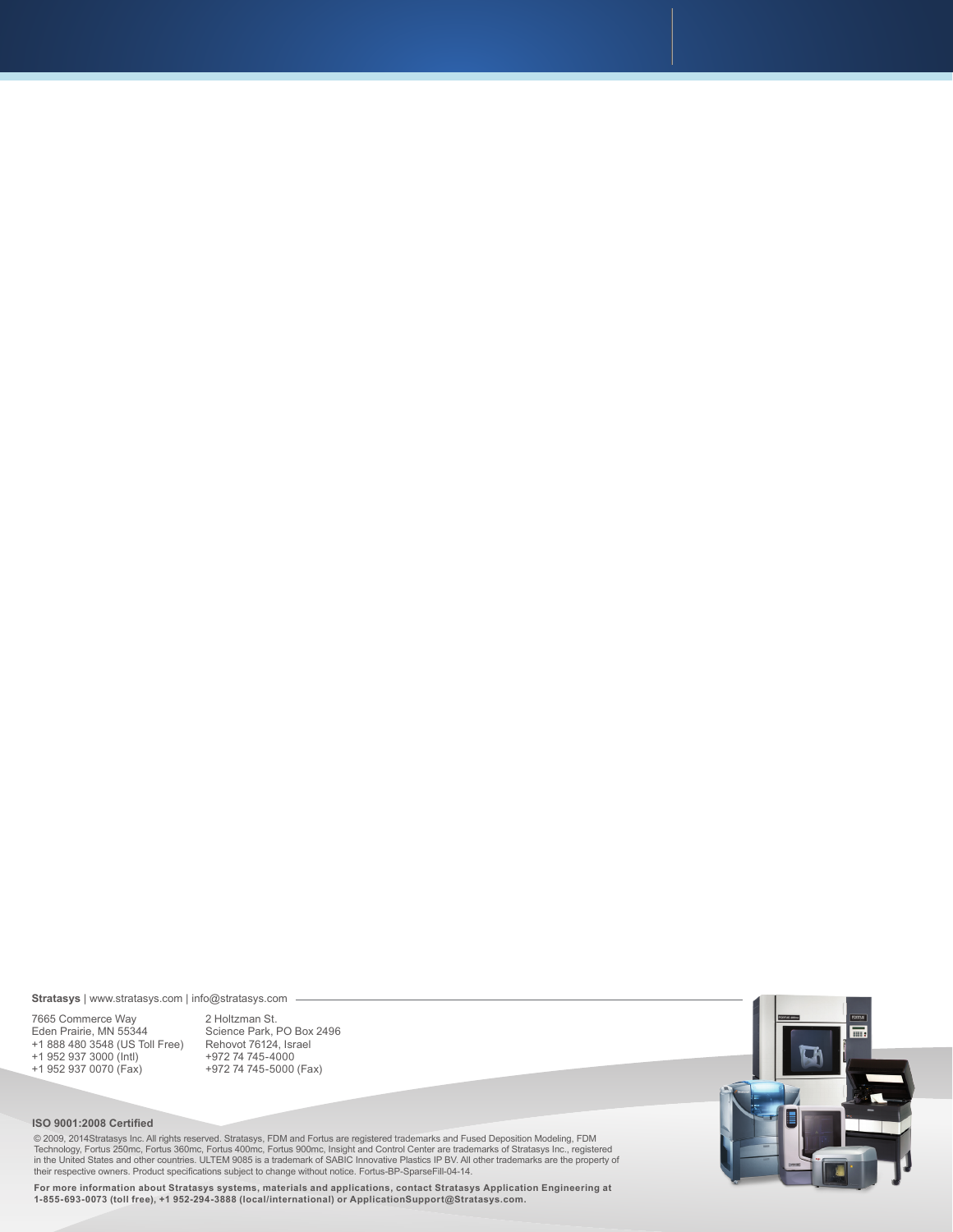**Stratasys** | www.stratasys.com | info@stratasys.com

7665 Commerce Way
Eden Prairie, MN 55344
+1 888 480 3548 (US Toll Free)
+1 952 937 3000 (Intl)
+1 952 937 0070 (Fax)

2 Holtzman St.
Science Park, PO Box 2496
Rehovot 76124, Israel
+972 74 745-4000
+972 74 745-5000 (Fax)

**ISO 9001:2008 Certified**

© 2009, 2014Stratasys Inc. All rights reserved. Stratasys, FDM and Fortus are registered trademarks and Fused Deposition Modeling, FDM Technology, Fortus 250mc, Fortus 360mc, Fortus 400mc, Fortus 900mc, Insight and Control Center are trademarks of Stratasys Inc., registered in the United States and other countries. ULTEM 9085 is a trademark of SABIC Innovative Plastics IP BV. All other trademarks are the property of their respective owners. Product specifications subject to change without notice. Fortus-BP-SparseFill-04-14.

**For more information about Stratasys systems, materials and applications, contact Stratasys Application Engineering at 1-855-693-0073 (toll free), +1 952-294-3888 (local/international) or ApplicationSupport@Stratasys.com.**